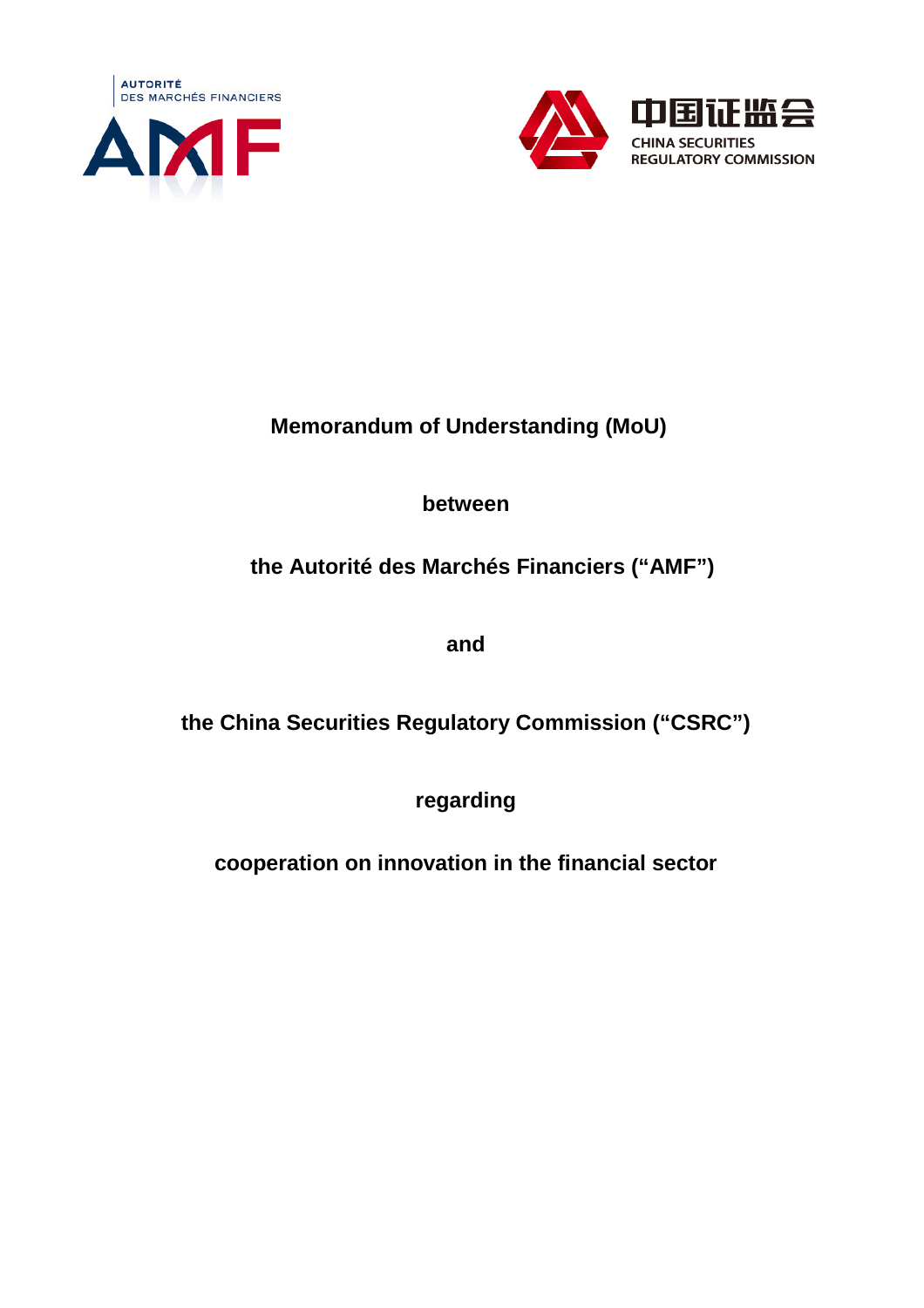AUTORITÉ DES MARCHÉS FINANCIERS

AMF

中国证监会

CHINA SECURITIES REGULATORY COMMISSION

# Memorandum of Understanding (MoU)

**between**

**the Autorité des Marchés Financiers (“AMF”)**

**and**

**the China Securities Regulatory Commission (“CSRC”)**

**regarding**

**cooperation on innovation in the financial sector**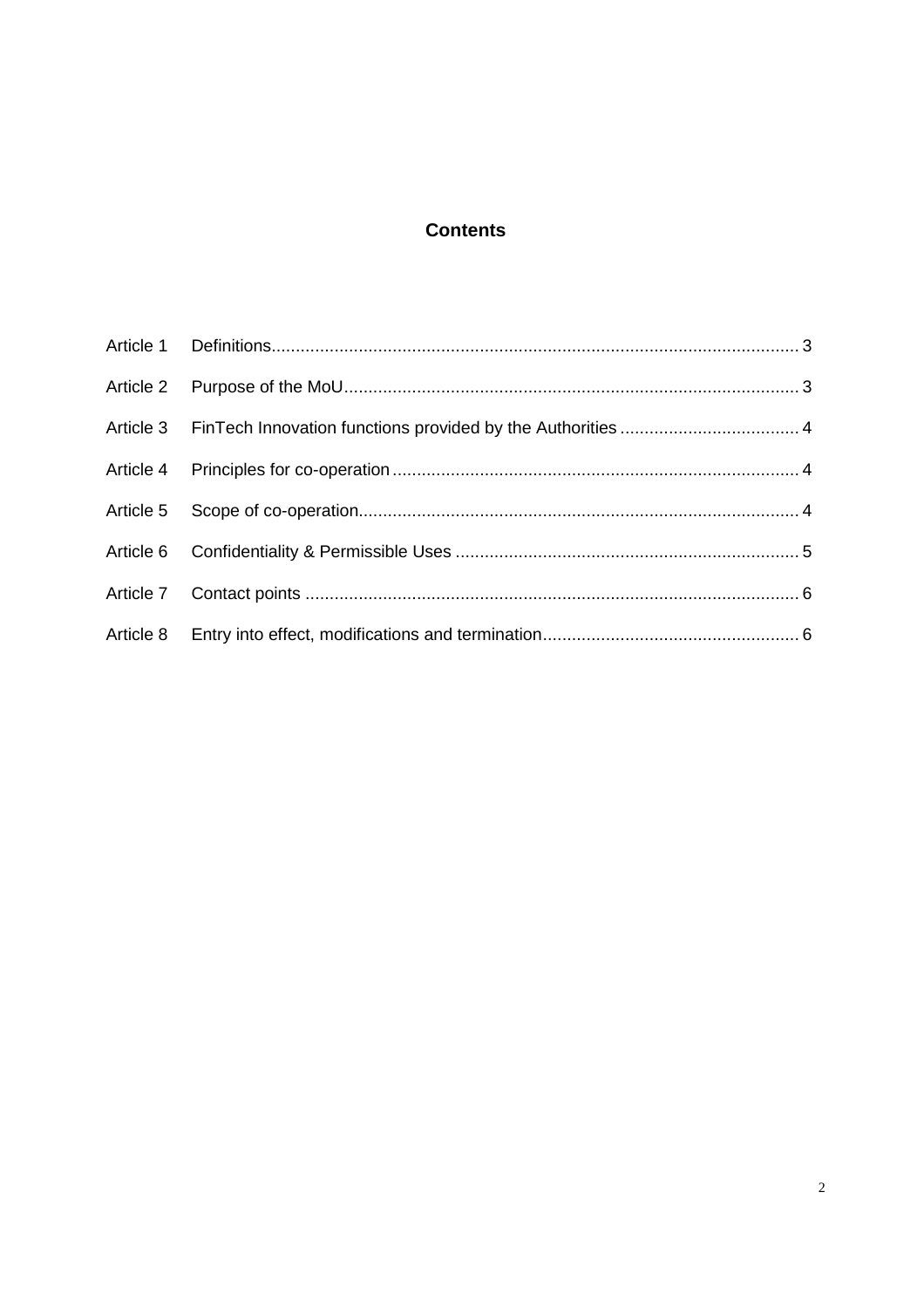# Contents

| | | |
|---|---|---|
| Article 1 | Definitions | 3 |
| Article 2 | Purpose of the MoU | 3 |
| Article 3 | FinTech Innovation functions provided by the Authorities | 4 |
| Article 4 | Principles for co-operation | 4 |
| Article 5 | Scope of co-operation | 4 |
| Article 6 | Confidentiality & Permissible Uses | 5 |
| Article 7 | Contact points | 6 |
| Article 8 | Entry into effect, modifications and termination | 6 |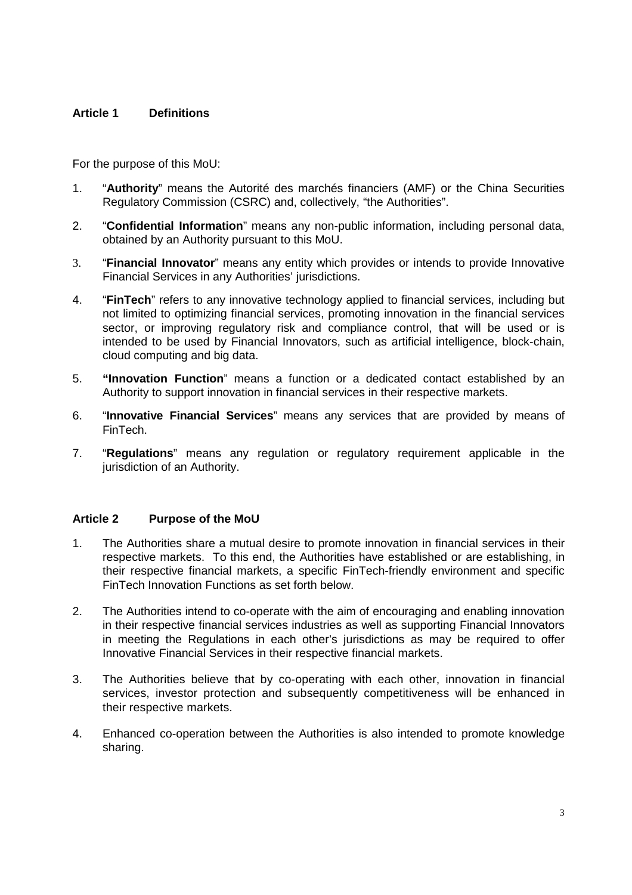## Article 1 Definitions

For the purpose of this MoU:

1. "**Authority**" means the Autorité des marchés financiers (AMF) or the China Securities Regulatory Commission (CSRC) and, collectively, "the Authorities".
2. "**Confidential Information**" means any non-public information, including personal data, obtained by an Authority pursuant to this MoU.
3. "**Financial Innovator**" means any entity which provides or intends to provide Innovative Financial Services in any Authorities' jurisdictions.
4. "**FinTech**" refers to any innovative technology applied to financial services, including but not limited to optimizing financial services, promoting innovation in the financial services sector, or improving regulatory risk and compliance control, that will be used or is intended to be used by Financial Innovators, such as artificial intelligence, block-chain, cloud computing and big data.
5. **"Innovation Function**" means a function or a dedicated contact established by an Authority to support innovation in financial services in their respective markets.
6. "**Innovative Financial Services**" means any services that are provided by means of FinTech.
7. "**Regulations**" means any regulation or regulatory requirement applicable in the jurisdiction of an Authority.

## Article 2 Purpose of the MoU

1. The Authorities share a mutual desire to promote innovation in financial services in their respective markets. To this end, the Authorities have established or are establishing, in their respective financial markets, a specific FinTech-friendly environment and specific FinTech Innovation Functions as set forth below.
2. The Authorities intend to co-operate with the aim of encouraging and enabling innovation in their respective financial services industries as well as supporting Financial Innovators in meeting the Regulations in each other's jurisdictions as may be required to offer Innovative Financial Services in their respective financial markets.
3. The Authorities believe that by co-operating with each other, innovation in financial services, investor protection and subsequently competitiveness will be enhanced in their respective markets.
4. Enhanced co-operation between the Authorities is also intended to promote knowledge sharing.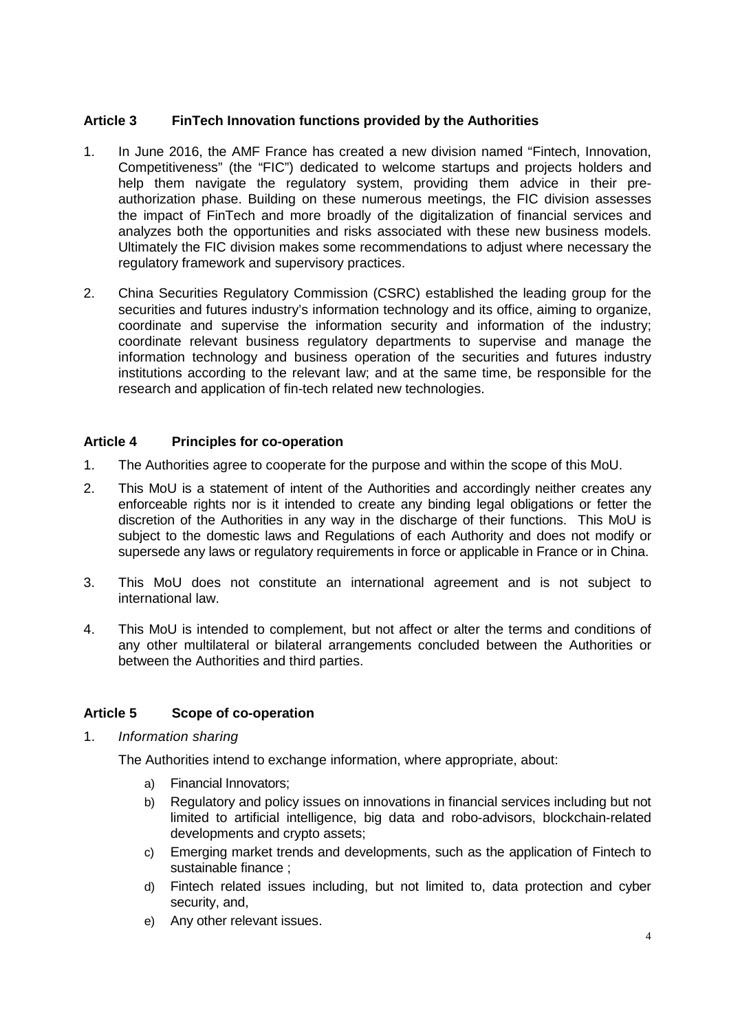## Article 3 FinTech Innovation functions provided by the Authorities

1. In June 2016, the AMF France has created a new division named "Fintech, Innovation, Competitiveness" (the "FIC") dedicated to welcome startups and projects holders and help them navigate the regulatory system, providing them advice in their pre-authorization phase. Building on these numerous meetings, the FIC division assesses the impact of FinTech and more broadly of the digitalization of financial services and analyzes both the opportunities and risks associated with these new business models. Ultimately the FIC division makes some recommendations to adjust where necessary the regulatory framework and supervisory practices.

2. China Securities Regulatory Commission (CSRC) established the leading group for the securities and futures industry's information technology and its office, aiming to organize, coordinate and supervise the information security and information of the industry; coordinate relevant business regulatory departments to supervise and manage the information technology and business operation of the securities and futures industry institutions according to the relevant law; and at the same time, be responsible for the research and application of fin-tech related new technologies.

## Article 4 Principles for co-operation

1. The Authorities agree to cooperate for the purpose and within the scope of this MoU.

2. This MoU is a statement of intent of the Authorities and accordingly neither creates any enforceable rights nor is it intended to create any binding legal obligations or fetter the discretion of the Authorities in any way in the discharge of their functions. This MoU is subject to the domestic laws and Regulations of each Authority and does not modify or supersede any laws or regulatory requirements in force or applicable in France or in China.

3. This MoU does not constitute an international agreement and is not subject to international law.

4. This MoU is intended to complement, but not affect or alter the terms and conditions of any other multilateral or bilateral arrangements concluded between the Authorities or between the Authorities and third parties.

## Article 5 Scope of co-operation

1. *Information sharing*

   The Authorities intend to exchange information, where appropriate, about:

   a) Financial Innovators;
   b) Regulatory and policy issues on innovations in financial services including but not limited to artificial intelligence, big data and robo-advisors, blockchain-related developments and crypto assets;
   c) Emerging market trends and developments, such as the application of Fintech to sustainable finance ;
   d) Fintech related issues including, but not limited to, data protection and cyber security, and,
   e) Any other relevant issues.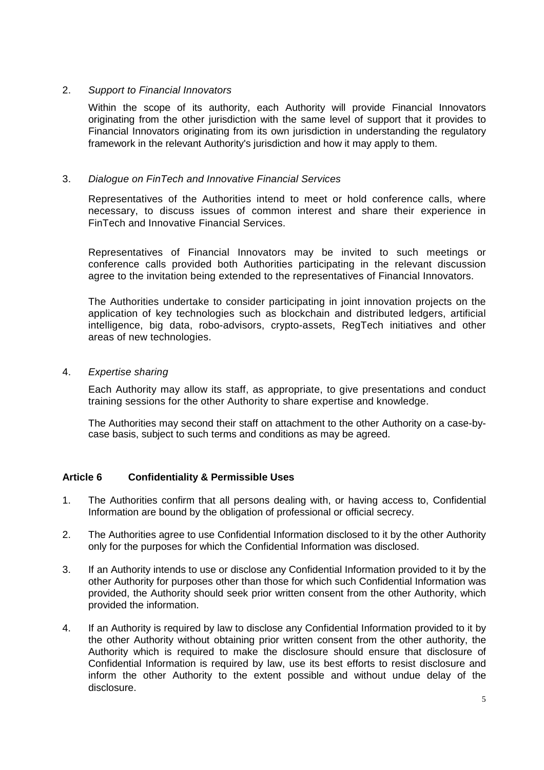2. *Support to Financial Innovators*

   Within the scope of its authority, each Authority will provide Financial Innovators originating from the other jurisdiction with the same level of support that it provides to Financial Innovators originating from its own jurisdiction in understanding the regulatory framework in the relevant Authority's jurisdiction and how it may apply to them.

3. *Dialogue on FinTech and Innovative Financial Services*

   Representatives of the Authorities intend to meet or hold conference calls, where necessary, to discuss issues of common interest and share their experience in FinTech and Innovative Financial Services.

   Representatives of Financial Innovators may be invited to such meetings or conference calls provided both Authorities participating in the relevant discussion agree to the invitation being extended to the representatives of Financial Innovators.

   The Authorities undertake to consider participating in joint innovation projects on the application of key technologies such as blockchain and distributed ledgers, artificial intelligence, big data, robo-advisors, crypto-assets, RegTech initiatives and other areas of new technologies.

4. *Expertise sharing*

   Each Authority may allow its staff, as appropriate, to give presentations and conduct training sessions for the other Authority to share expertise and knowledge.

   The Authorities may second their staff on attachment to the other Authority on a case-by-case basis, subject to such terms and conditions as may be agreed.

### Article 6 Confidentiality & Permissible Uses

1. The Authorities confirm that all persons dealing with, or having access to, Confidential Information are bound by the obligation of professional or official secrecy.

2. The Authorities agree to use Confidential Information disclosed to it by the other Authority only for the purposes for which the Confidential Information was disclosed.

3. If an Authority intends to use or disclose any Confidential Information provided to it by the other Authority for purposes other than those for which such Confidential Information was provided, the Authority should seek prior written consent from the other Authority, which provided the information.

4. If an Authority is required by law to disclose any Confidential Information provided to it by the other Authority without obtaining prior written consent from the other authority, the Authority which is required to make the disclosure should ensure that disclosure of Confidential Information is required by law, use its best efforts to resist disclosure and inform the other Authority to the extent possible and without undue delay of the disclosure.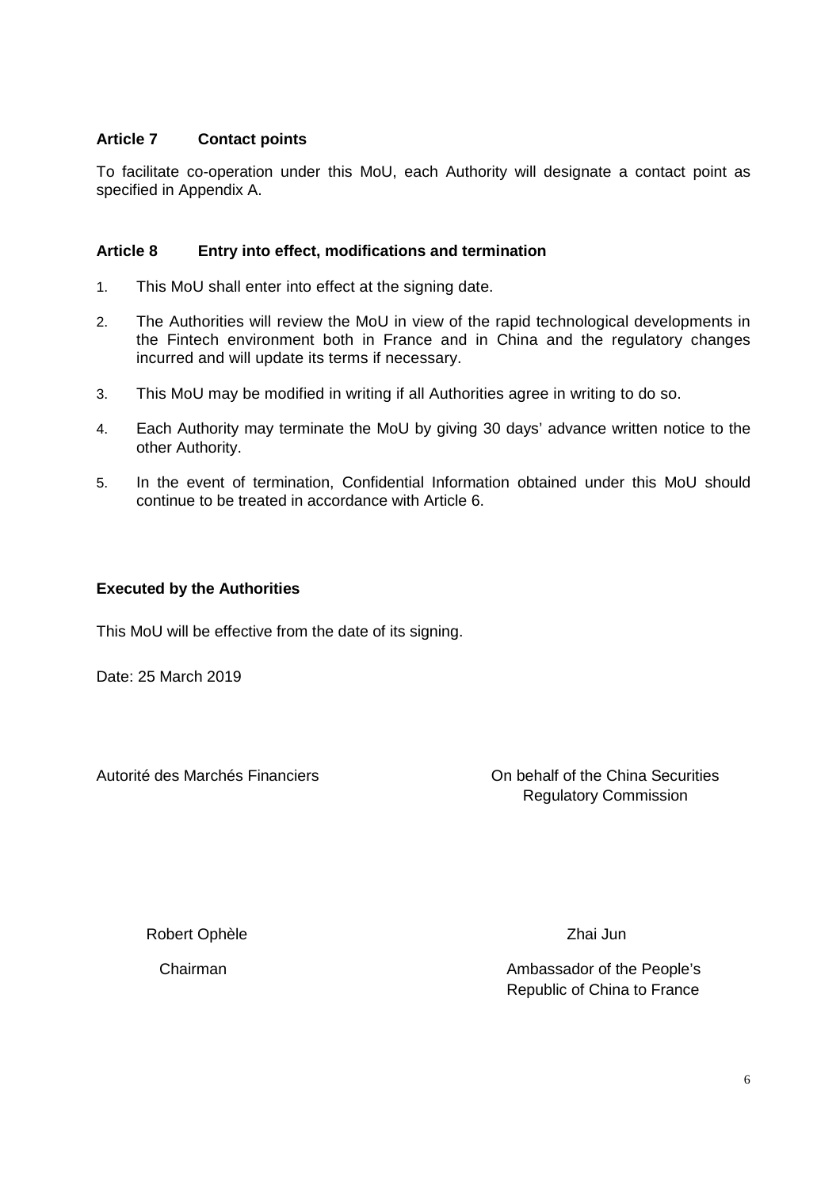### Article 7 Contact points

To facilitate co-operation under this MoU, each Authority will designate a contact point as specified in Appendix A.

### Article 8 Entry into effect, modifications and termination

1. This MoU shall enter into effect at the signing date.
2. The Authorities will review the MoU in view of the rapid technological developments in the Fintech environment both in France and in China and the regulatory changes incurred and will update its terms if necessary.
3. This MoU may be modified in writing if all Authorities agree in writing to do so.
4. Each Authority may terminate the MoU by giving 30 days' advance written notice to the other Authority.
5. In the event of termination, Confidential Information obtained under this MoU should continue to be treated in accordance with Article 6.

**Executed by the Authorities**

This MoU will be effective from the date of its signing.

Date: 25 March 2019

Autorité des Marchés Financiers

Robert Ophèle

Chairman

On behalf of the China Securities Regulatory Commission

Zhai Jun

Ambassador of the People's Republic of China to France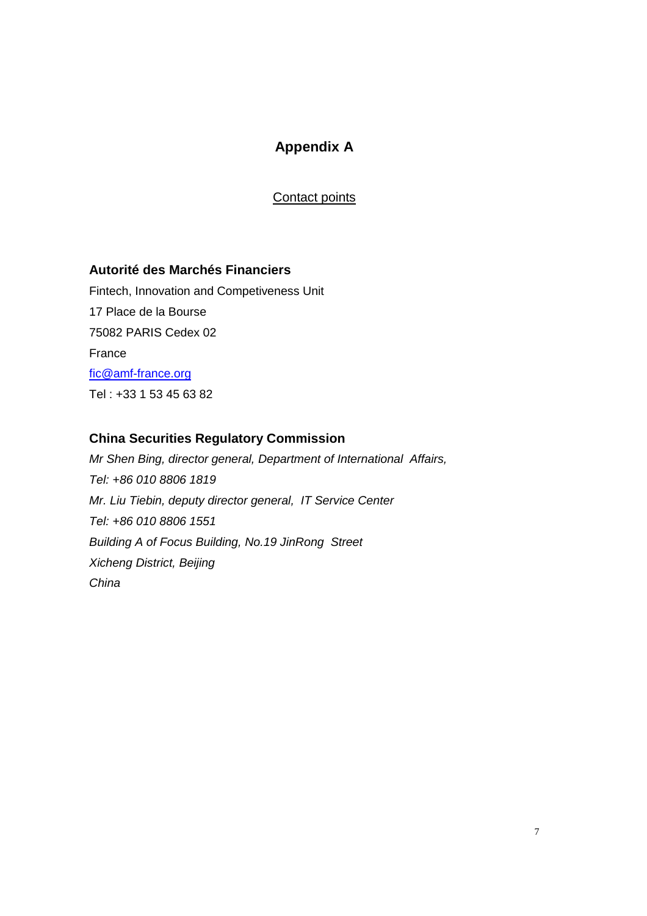## Appendix A

Contact points

**Autorité des Marchés Financiers**

Fintech, Innovation and Competiveness Unit

17 Place de la Bourse

75082 PARIS Cedex 02

France

fic@amf-france.org

Tel : +33 1 53 45 63 82

**China Securities Regulatory Commission**

*Mr Shen Bing, director general, Department of International Affairs,*

*Tel: +86 010 8806 1819*

*Mr. Liu Tiebin, deputy director general, IT Service Center*

*Tel: +86 010 8806 1551*

*Building A of Focus Building, No.19 JinRong Street*

*Xicheng District, Beijing*

*China*